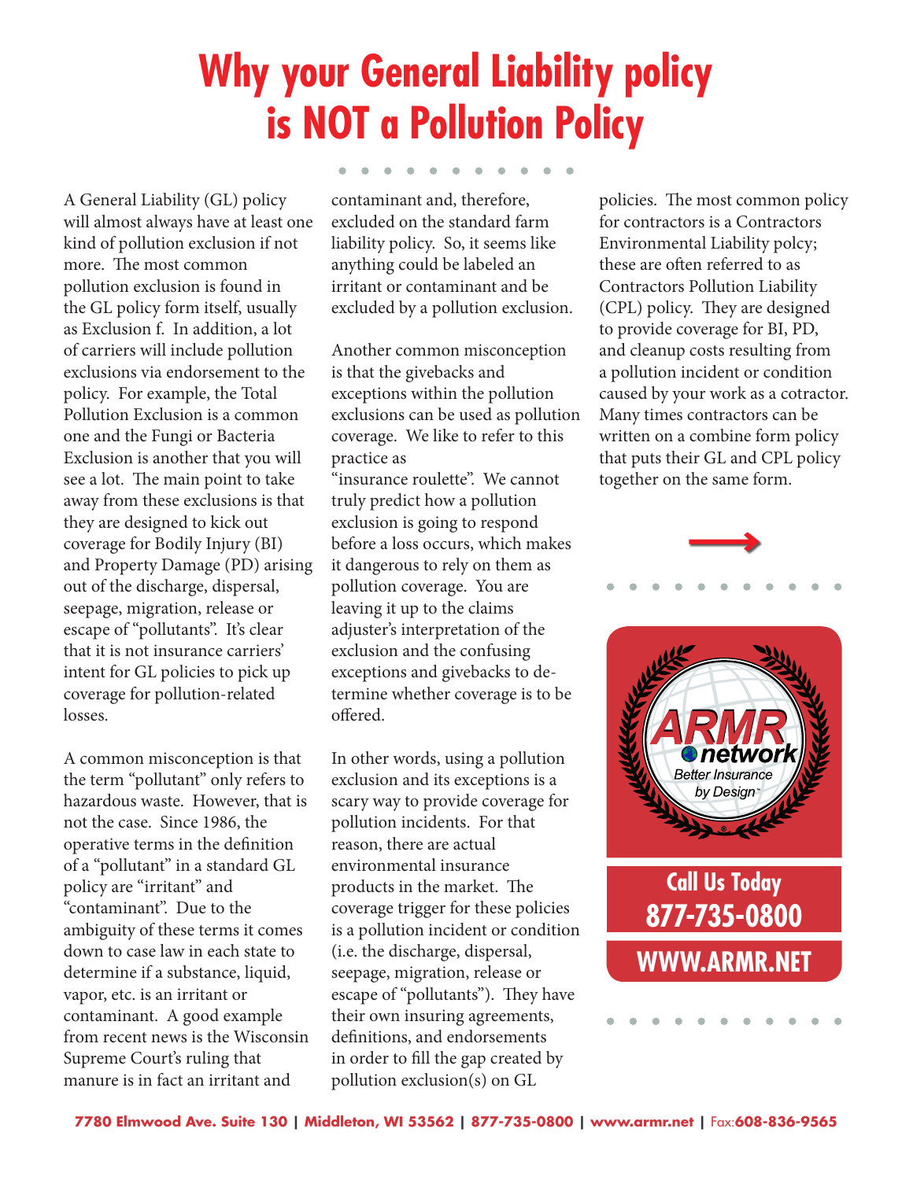# Why your General Liability policy is NOT a Pollution Policy

A General Liability (GL) policy will almost always have at least one kind of pollution exclusion if not more. The most common pollution exclusion is found in the GL policy form itself, usually as Exclusion f. In addition, a lot of carriers will include pollution exclusions via endorsement to the policy. For example, the Total Pollution Exclusion is a common one and the Fungi or Bacteria Exclusion is another that you will see a lot. The main point to take away from these exclusions is that they are designed to kick out coverage for Bodily Injury (BI) and Property Damage (PD) arising out of the discharge, dispersal, seepage, migration, release or escape of "pollutants". It's clear that it is not insurance carriers' intent for GL policies to pick up coverage for pollution-related losses.

A common misconception is that the term "pollutant" only refers to hazardous waste. However, that is not the case. Since 1986, the operative terms in the definition of a "pollutant" in a standard GL policy are "irritant" and "contaminant". Due to the ambiguity of these terms it comes down to case law in each state to determine if a substance, liquid, vapor, etc. is an irritant or contaminant. A good example from recent news is the Wisconsin Supreme Court's ruling that manure is in fact an irritant and contaminant and, therefore, excluded on the standard farm liability policy. So, it seems like anything could be labeled an irritant or contaminant and be excluded by a pollution exclusion.

Another common misconception is that the givebacks and exceptions within the pollution exclusions can be used as pollution coverage. We like to refer to this practice as "insurance roulette". We cannot truly predict how a pollution exclusion is going to respond before a loss occurs, which makes it dangerous to rely on them as pollution coverage. You are leaving it up to the claims adjuster's interpretation of the exclusion and the confusing exceptions and givebacks to determine whether coverage is to be offered.

In other words, using a pollution exclusion and its exceptions is a scary way to provide coverage for pollution incidents. For that reason, there are actual environmental insurance products in the market. The coverage trigger for these policies is a pollution incident or condition (i.e. the discharge, dispersal, seepage, migration, release or escape of "pollutants"). They have their own insuring agreements, definitions, and endorsements in order to fill the gap created by pollution exclusion(s) on GL policies. The most common policy for contractors is a Contractors Environmental Liability polcy; these are often referred to as Contractors Pollution Liability (CPL) policy. They are designed to provide coverage for BI, PD, and cleanup costs resulting from a pollution incident or condition caused by your work as a cotractor. Many times contractors can be written on a combine form policy that puts their GL and CPL policy together on the same form.

ARMR network
Better Insurance by Design

**Call Us Today**
**877-735-0800**
**WWW.ARMR.NET**

7780 Elmwood Ave. Suite 130 | Middleton, WI 53562 | 877-735-0800 | www.armr.net | Fax:608-836-9565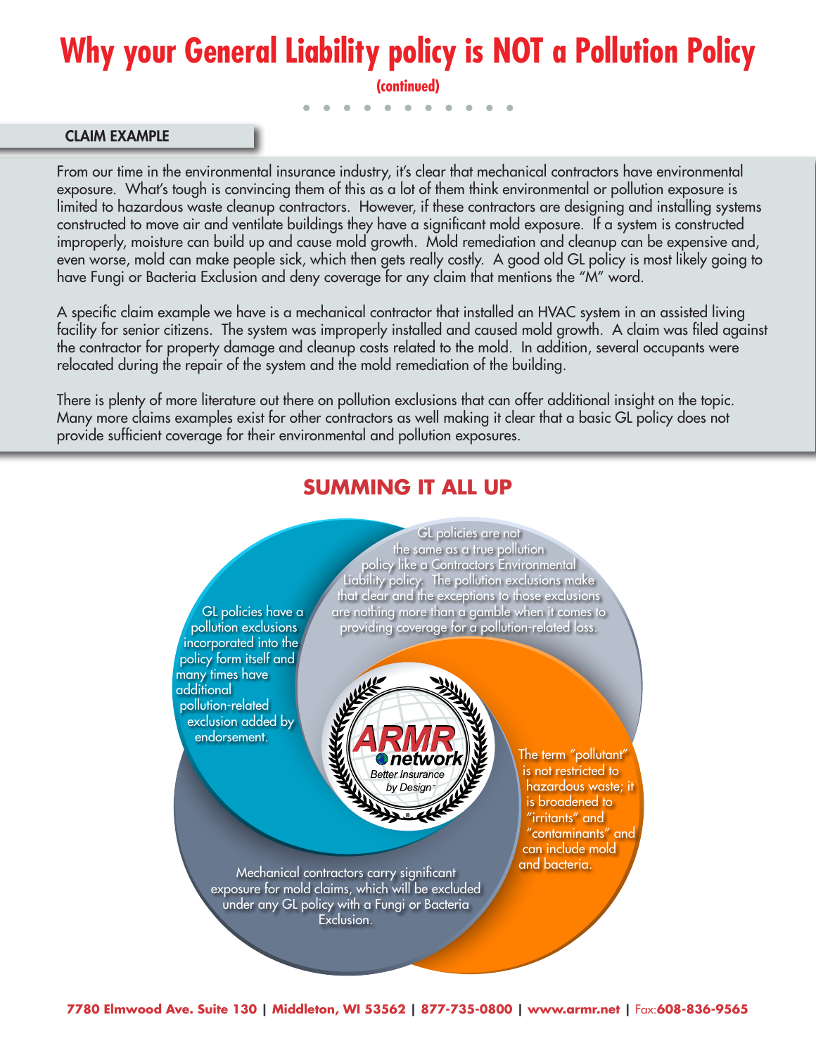# Why your General Liability policy is NOT a Pollution Policy

**(continued)**

## CLAIM EXAMPLE

From our time in the environmental insurance industry, it's clear that mechanical contractors have environmental exposure. What's tough is convincing them of this as a lot of them think environmental or pollution exposure is limited to hazardous waste cleanup contractors. However, if these contractors are designing and installing systems constructed to move air and ventilate buildings they have a significant mold exposure. If a system is constructed improperly, moisture can build up and cause mold growth. Mold remediation and cleanup can be expensive and, even worse, mold can make people sick, which then gets really costly. A good old GL policy is most likely going to have Fungi or Bacteria Exclusion and deny coverage for any claim that mentions the "M" word.

A specific claim example we have is a mechanical contractor that installed an HVAC system in an assisted living facility for senior citizens. The system was improperly installed and caused mold growth. A claim was filed against the contractor for property damage and cleanup costs related to the mold. In addition, several occupants were relocated during the repair of the system and the mold remediation of the building.

There is plenty of more literature out there on pollution exclusions that can offer additional insight on the topic. Many more claims examples exist for other contractors as well making it clear that a basic GL policy does not provide sufficient coverage for their environmental and pollution exposures.

## SUMMING IT ALL UP

GL policies have a pollution exclusions incorporated into the policy form itself and many times have additional pollution-related exclusion added by endorsement.

GL policies are not the same as a true pollution policy like a Contractors Environmental Liability policy. The pollution exclusions make that clear and the exceptions to those exclusions are nothing more than a gamble when it comes to providing coverage for a pollution-related loss.

The term "pollutant" is not restricted to hazardous waste; it is broadened to "irritants" and "contaminants" and can include mold and bacteria.

Mechanical contractors carry significant exposure for mold claims, which will be excluded under any GL policy with a Fungi or Bacteria Exclusion.

ARMR network
Better Insurance by Design

**7780 Elmwood Ave. Suite 130 | Middleton, WI 53562 | 877-735-0800 | www.armr.net |** Fax:**608-836-9565**